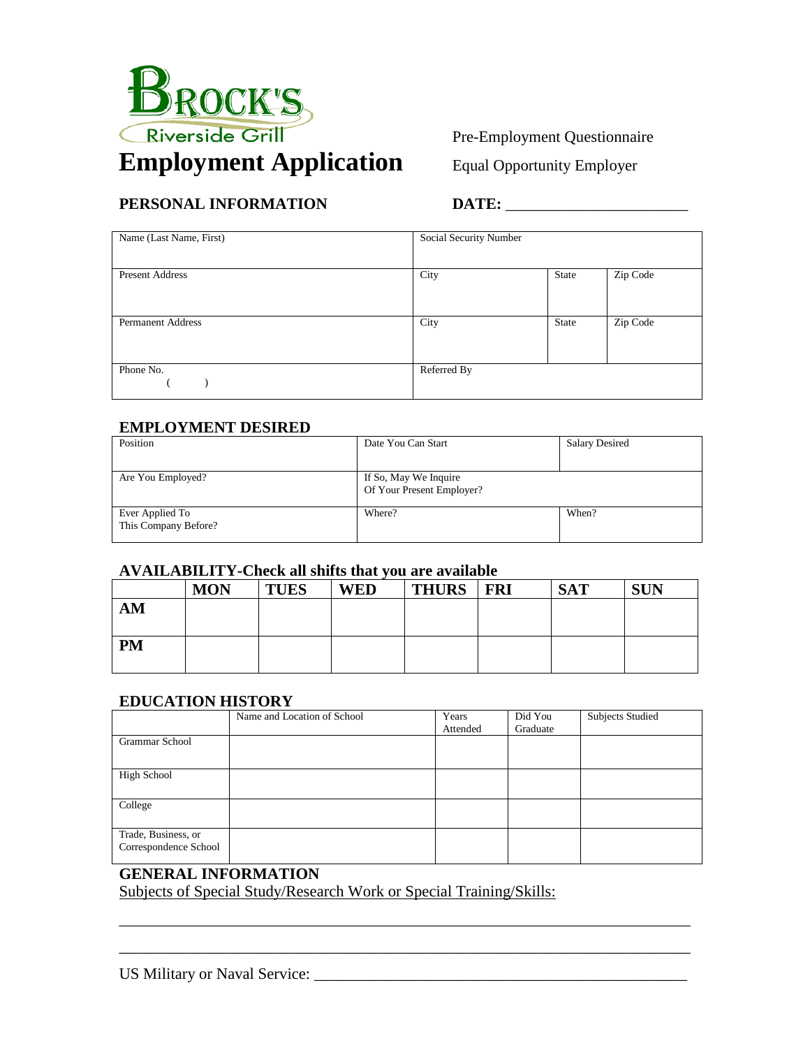BROCK'S
Riverside Grill

# Employment Application

Pre-Employment Questionnaire

Equal Opportunity Employer

## PERSONAL INFORMATION

**DATE:** ______________________

| Name (Last Name, First) | Social Security Number | | |
|---|---|---|---|
| Present Address | City | State | Zip Code |
| Permanent Address | City | State | Zip Code |
| Phone No. ( ) | Referred By | | |

## EMPLOYMENT DESIRED

| Position | Date You Can Start | Salary Desired |
|---|---|---|
| Are You Employed? | If So, May We Inquire Of Your Present Employer? | |
| Ever Applied To This Company Before? | Where? | When? |

## AVAILABILITY-Check all shifts that you are available

| | MON | TUES | WED | THURS | FRI | SAT | SUN |
|---|---|---|---|---|---|---|---|
| AM | | | | | | | |
| PM | | | | | | | |

## EDUCATION HISTORY

| | Name and Location of School | Years Attended | Did You Graduate | Subjects Studied |
|---|---|---|---|---|
| Grammar School | | | | |
| High School | | | | |
| College | | | | |
| Trade, Business, or Correspondence School | | | | |

## GENERAL INFORMATION

Subjects of Special Study/Research Work or Special Training/Skills:

_____________________________________________________________________

_____________________________________________________________________

US Military or Naval Service: ____________________________________________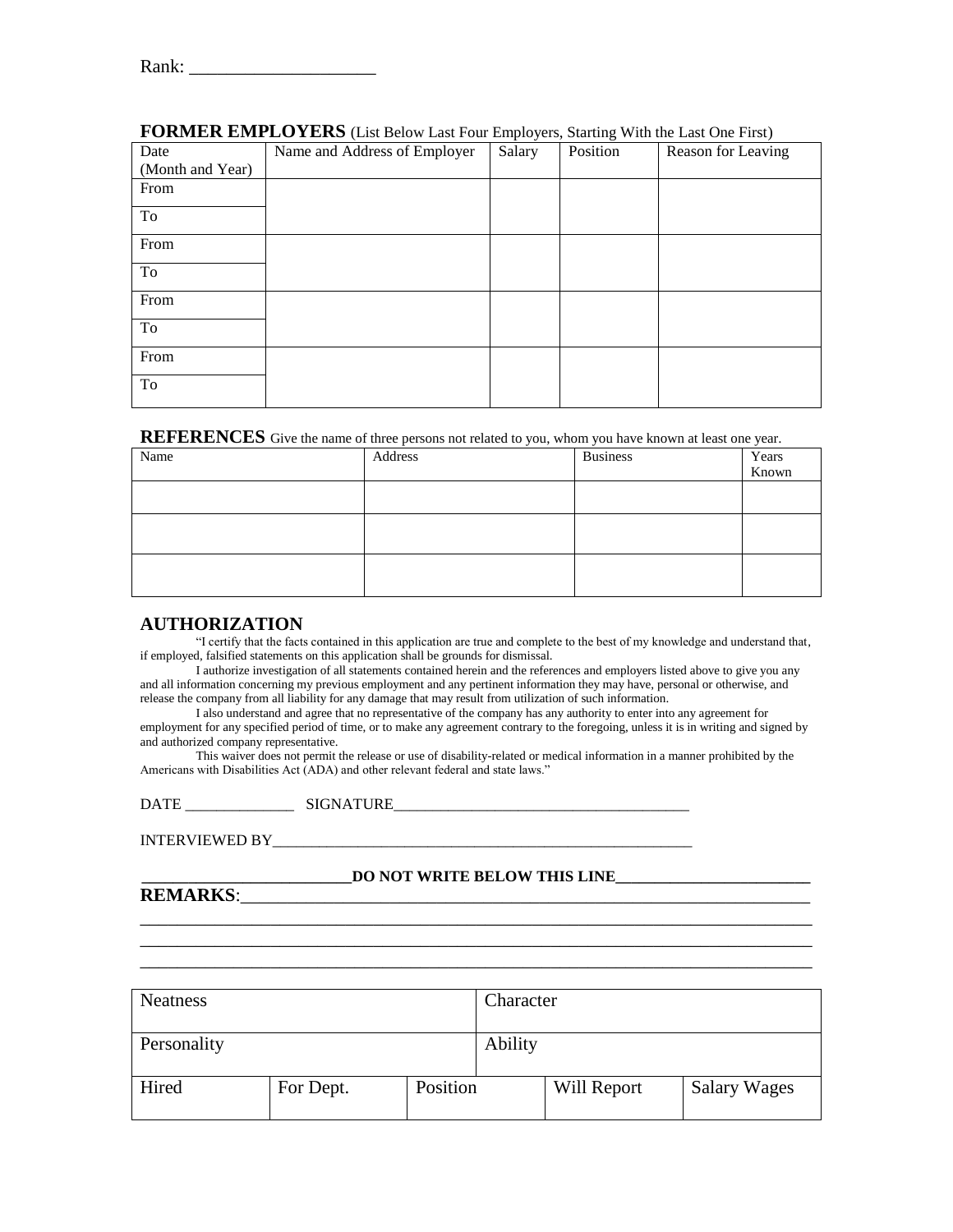Rank: ____________________

**FORMER EMPLOYERS** (List Below Last Four Employers, Starting With the Last One First)

| Date (Month and Year) | Name and Address of Employer | Salary | Position | Reason for Leaving |
|---|---|---|---|---|
| From | | | | |
| To | | | | |
| From | | | | |
| To | | | | |
| From | | | | |
| To | | | | |
| From | | | | |
| To | | | | |

**REFERENCES** Give the name of three persons not related to you, whom you have known at least one year.

| Name | Address | Business | Years Known |
|---|---|---|---|
| | | | |
| | | | |
| | | | |

## AUTHORIZATION

"I certify that the facts contained in this application are true and complete to the best of my knowledge and understand that, if employed, falsified statements on this application shall be grounds for dismissal.

I authorize investigation of all statements contained herein and the references and employers listed above to give you any and all information concerning my previous employment and any pertinent information they may have, personal or otherwise, and release the company from all liability for any damage that may result from utilization of such information.

I also understand and agree that no representative of the company has any authority to enter into any agreement for employment for any specified period of time, or to make any agreement contrary to the foregoing, unless it is in writing and signed by and authorized company representative.

This waiver does not permit the release or use of disability-related or medical information in a manner prohibited by the Americans with Disabilities Act (ADA) and other relevant federal and state laws."

DATE ______________ SIGNATURE_______________________________________

INTERVIEWED BY________________________________________________________

**__________________________DO NOT WRITE BELOW THIS LINE________________________**

**REMARKS**:______________________________________________________________________

_________________________________________________________________________________

_________________________________________________________________________________

_________________________________________________________________________________

| | | | | |
|---|---|---|---|---|
| Neatness | | | Character | |
| Personality | | | Ability | |
| Hired | For Dept. | Position | Will Report | Salary Wages |